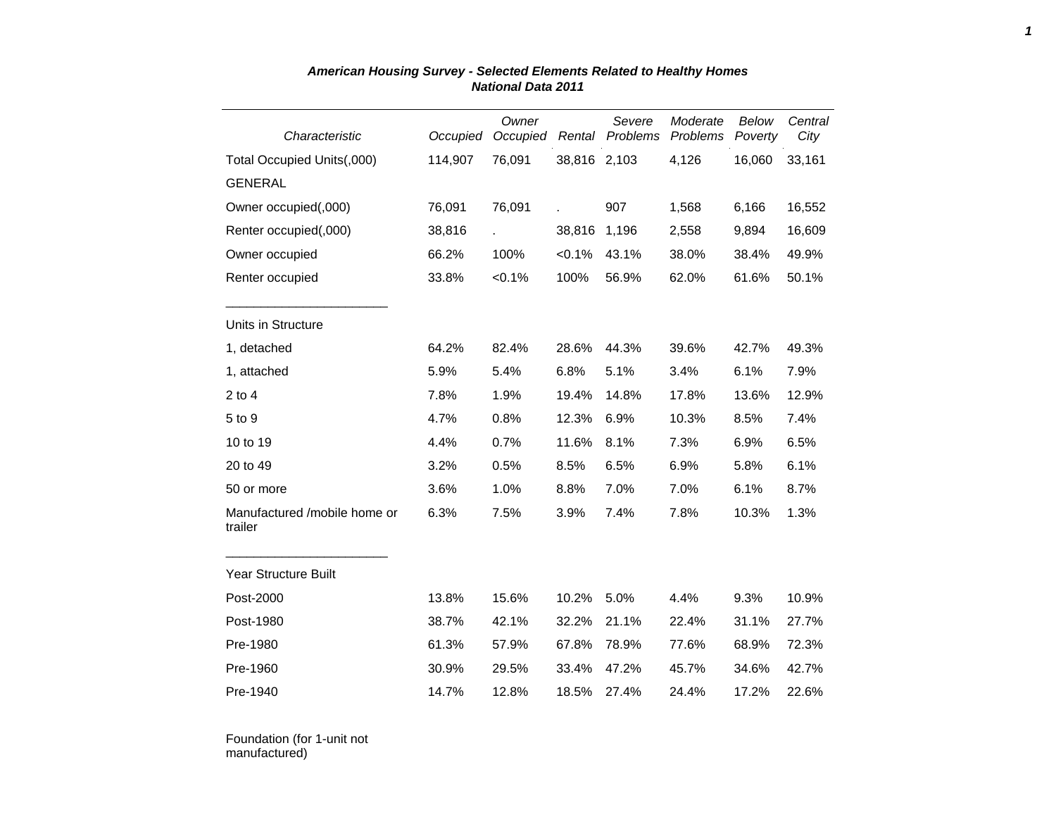# *American Housing Survey - Selected Elements Related to Healthy Homes*
## *National Data 2011*

| *Characteristic* | *Occupied* | *Owner Occupied* | *Rental* | *Severe Problems* | *Moderate Problems* | *Below Poverty* | *Central City* |
|---|---|---|---|---|---|---|---|
| Total Occupied Units(,000) | 114,907 | 76,091 | 38,816 | 2,103 | 4,126 | 16,060 | 33,161 |
| GENERAL | | | | | | | |
| Owner occupied(,000) | 76,091 | 76,091 | . | 907 | 1,568 | 6,166 | 16,552 |
| Renter occupied(,000) | 38,816 | . | 38,816 | 1,196 | 2,558 | 9,894 | 16,609 |
| Owner occupied | 66.2% | 100% | <0.1% | 43.1% | 38.0% | 38.4% | 49.9% |
| Renter occupied | 33.8% | <0.1% | 100% | 56.9% | 62.0% | 61.6% | 50.1% |
| Units in Structure | | | | | | | |
| 1, detached | 64.2% | 82.4% | 28.6% | 44.3% | 39.6% | 42.7% | 49.3% |
| 1, attached | 5.9% | 5.4% | 6.8% | 5.1% | 3.4% | 6.1% | 7.9% |
| 2 to 4 | 7.8% | 1.9% | 19.4% | 14.8% | 17.8% | 13.6% | 12.9% |
| 5 to 9 | 4.7% | 0.8% | 12.3% | 6.9% | 10.3% | 8.5% | 7.4% |
| 10 to 19 | 4.4% | 0.7% | 11.6% | 8.1% | 7.3% | 6.9% | 6.5% |
| 20 to 49 | 3.2% | 0.5% | 8.5% | 6.5% | 6.9% | 5.8% | 6.1% |
| 50 or more | 3.6% | 1.0% | 8.8% | 7.0% | 7.0% | 6.1% | 8.7% |
| Manufactured /mobile home or trailer | 6.3% | 7.5% | 3.9% | 7.4% | 7.8% | 10.3% | 1.3% |
| Year Structure Built | | | | | | | |
| Post-2000 | 13.8% | 15.6% | 10.2% | 5.0% | 4.4% | 9.3% | 10.9% |
| Post-1980 | 38.7% | 42.1% | 32.2% | 21.1% | 22.4% | 31.1% | 27.7% |
| Pre-1980 | 61.3% | 57.9% | 67.8% | 78.9% | 77.6% | 68.9% | 72.3% |
| Pre-1960 | 30.9% | 29.5% | 33.4% | 47.2% | 45.7% | 34.6% | 42.7% |
| Pre-1940 | 14.7% | 12.8% | 18.5% | 27.4% | 24.4% | 17.2% | 22.6% |
| Foundation (for 1-unit not manufactured) | | | | | | | |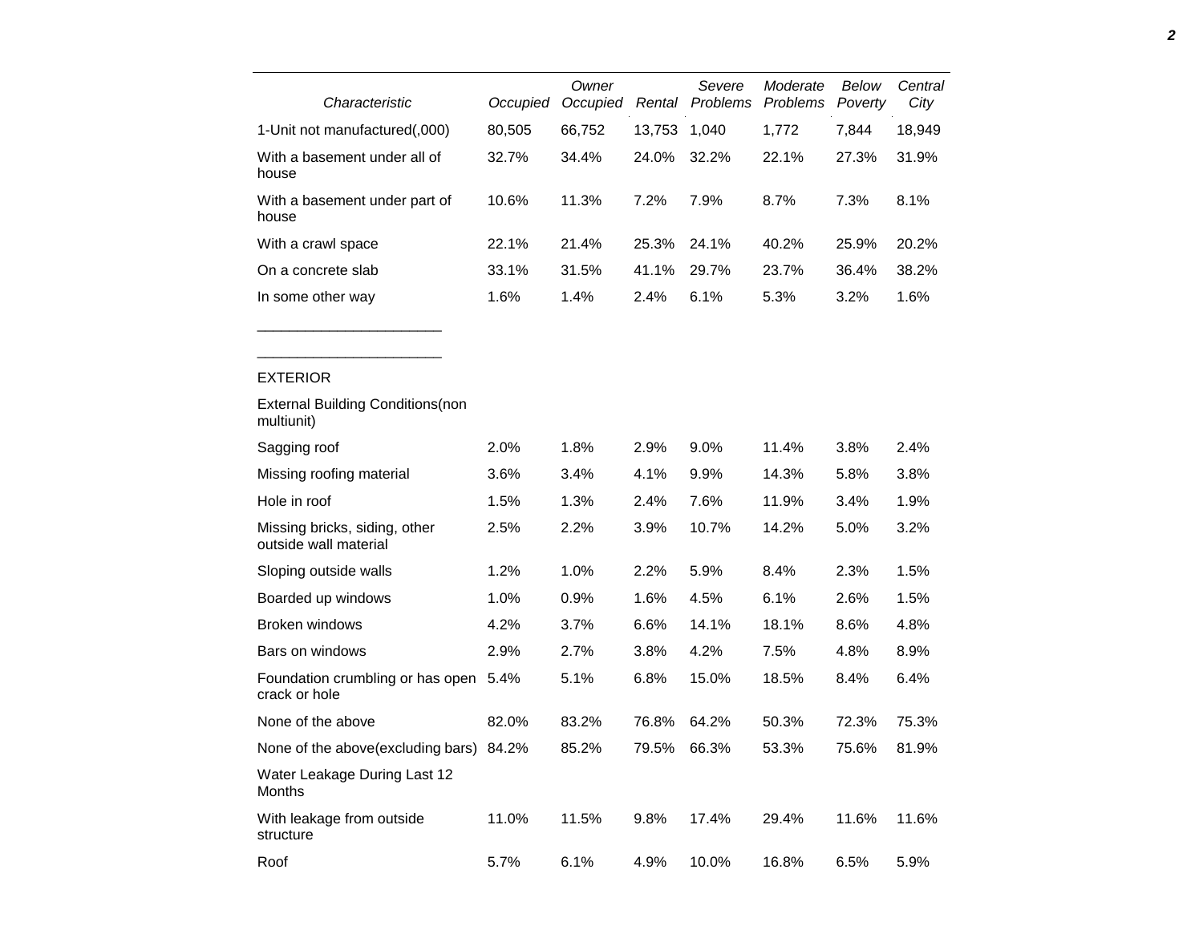| Characteristic | Occupied | Owner Occupied | Rental | Severe Problems | Moderate Problems | Below Poverty | Central City |
|---|---|---|---|---|---|---|---|
| 1-Unit not manufactured(,000) | 80,505 | 66,752 | 13,753 | 1,040 | 1,772 | 7,844 | 18,949 |
| With a basement under all of house | 32.7% | 34.4% | 24.0% | 32.2% | 22.1% | 27.3% | 31.9% |
| With a basement under part of house | 10.6% | 11.3% | 7.2% | 7.9% | 8.7% | 7.3% | 8.1% |
| With a crawl space | 22.1% | 21.4% | 25.3% | 24.1% | 40.2% | 25.9% | 20.2% |
| On a concrete slab | 33.1% | 31.5% | 41.1% | 29.7% | 23.7% | 36.4% | 38.2% |
| In some other way | 1.6% | 1.4% | 2.4% | 6.1% | 5.3% | 3.2% | 1.6% |
| _______________________ | | | | | | | |
| _______________________ | | | | | | | |
| EXTERIOR | | | | | | | |
| External Building Conditions(non multiunit) | | | | | | | |
| Sagging roof | 2.0% | 1.8% | 2.9% | 9.0% | 11.4% | 3.8% | 2.4% |
| Missing roofing material | 3.6% | 3.4% | 4.1% | 9.9% | 14.3% | 5.8% | 3.8% |
| Hole in roof | 1.5% | 1.3% | 2.4% | 7.6% | 11.9% | 3.4% | 1.9% |
| Missing bricks, siding, other outside wall material | 2.5% | 2.2% | 3.9% | 10.7% | 14.2% | 5.0% | 3.2% |
| Sloping outside walls | 1.2% | 1.0% | 2.2% | 5.9% | 8.4% | 2.3% | 1.5% |
| Boarded up windows | 1.0% | 0.9% | 1.6% | 4.5% | 6.1% | 2.6% | 1.5% |
| Broken windows | 4.2% | 3.7% | 6.6% | 14.1% | 18.1% | 8.6% | 4.8% |
| Bars on windows | 2.9% | 2.7% | 3.8% | 4.2% | 7.5% | 4.8% | 8.9% |
| Foundation crumbling or has open crack or hole | 5.4% | 5.1% | 6.8% | 15.0% | 18.5% | 8.4% | 6.4% |
| None of the above | 82.0% | 83.2% | 76.8% | 64.2% | 50.3% | 72.3% | 75.3% |
| None of the above(excluding bars) | 84.2% | 85.2% | 79.5% | 66.3% | 53.3% | 75.6% | 81.9% |
| Water Leakage During Last 12 Months | | | | | | | |
| With leakage from outside structure | 11.0% | 11.5% | 9.8% | 17.4% | 29.4% | 11.6% | 11.6% |
| Roof | 5.7% | 6.1% | 4.9% | 10.0% | 16.8% | 6.5% | 5.9% |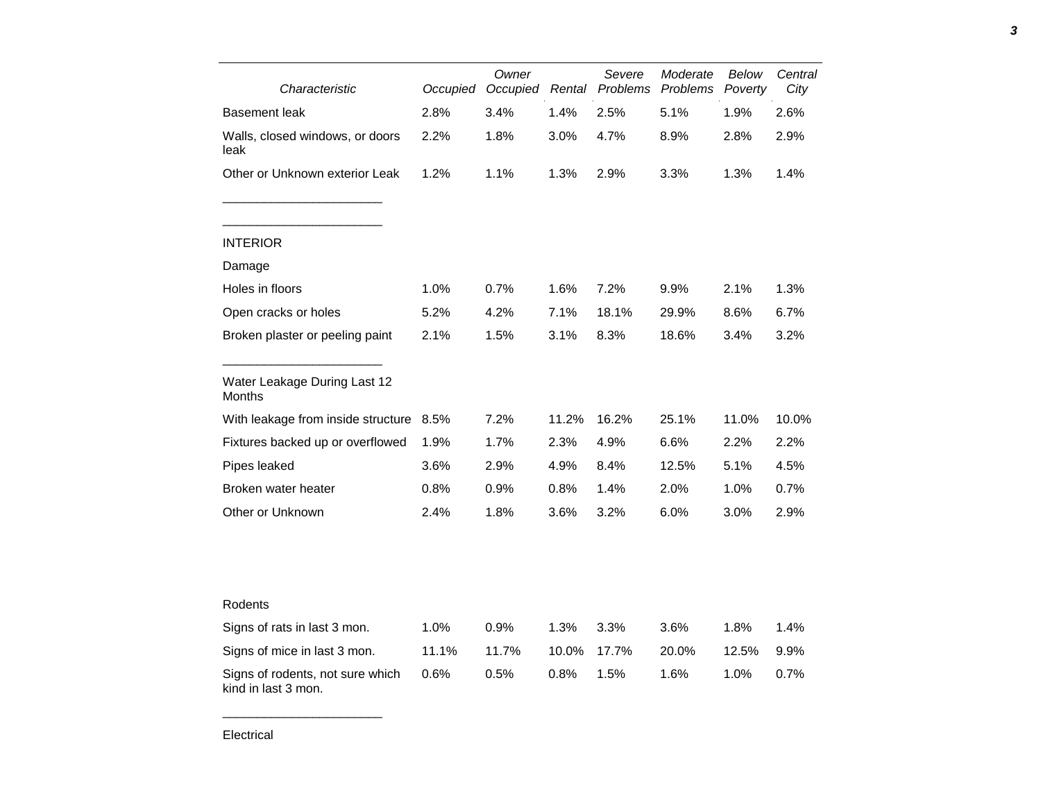| Characteristic | Occupied | Owner Occupied | Rental | Severe Problems | Moderate Problems | Below Poverty | Central City |
|---|---|---|---|---|---|---|---|
| Basement leak | 2.8% | 3.4% | 1.4% | 2.5% | 5.1% | 1.9% | 2.6% |
| Walls, closed windows, or doors leak | 2.2% | 1.8% | 3.0% | 4.7% | 8.9% | 2.8% | 2.9% |
| Other or Unknown exterior Leak | 1.2% | 1.1% | 1.3% | 2.9% | 3.3% | 1.3% | 1.4% |
| INTERIOR | | | | | | | |
| Damage | | | | | | | |
| Holes in floors | 1.0% | 0.7% | 1.6% | 7.2% | 9.9% | 2.1% | 1.3% |
| Open cracks or holes | 5.2% | 4.2% | 7.1% | 18.1% | 29.9% | 8.6% | 6.7% |
| Broken plaster or peeling paint | 2.1% | 1.5% | 3.1% | 8.3% | 18.6% | 3.4% | 3.2% |
| Water Leakage During Last 12 Months | | | | | | | |
| With leakage from inside structure | 8.5% | 7.2% | 11.2% | 16.2% | 25.1% | 11.0% | 10.0% |
| Fixtures backed up or overflowed | 1.9% | 1.7% | 2.3% | 4.9% | 6.6% | 2.2% | 2.2% |
| Pipes leaked | 3.6% | 2.9% | 4.9% | 8.4% | 12.5% | 5.1% | 4.5% |
| Broken water heater | 0.8% | 0.9% | 0.8% | 1.4% | 2.0% | 1.0% | 0.7% |
| Other or Unknown | 2.4% | 1.8% | 3.6% | 3.2% | 6.0% | 3.0% | 2.9% |
| Rodents | | | | | | | |
| Signs of rats in last 3 mon. | 1.0% | 0.9% | 1.3% | 3.3% | 3.6% | 1.8% | 1.4% |
| Signs of mice in last 3 mon. | 11.1% | 11.7% | 10.0% | 17.7% | 20.0% | 12.5% | 9.9% |
| Signs of rodents, not sure which kind in last 3 mon. | 0.6% | 0.5% | 0.8% | 1.5% | 1.6% | 1.0% | 0.7% |
| Electrical | | | | | | | |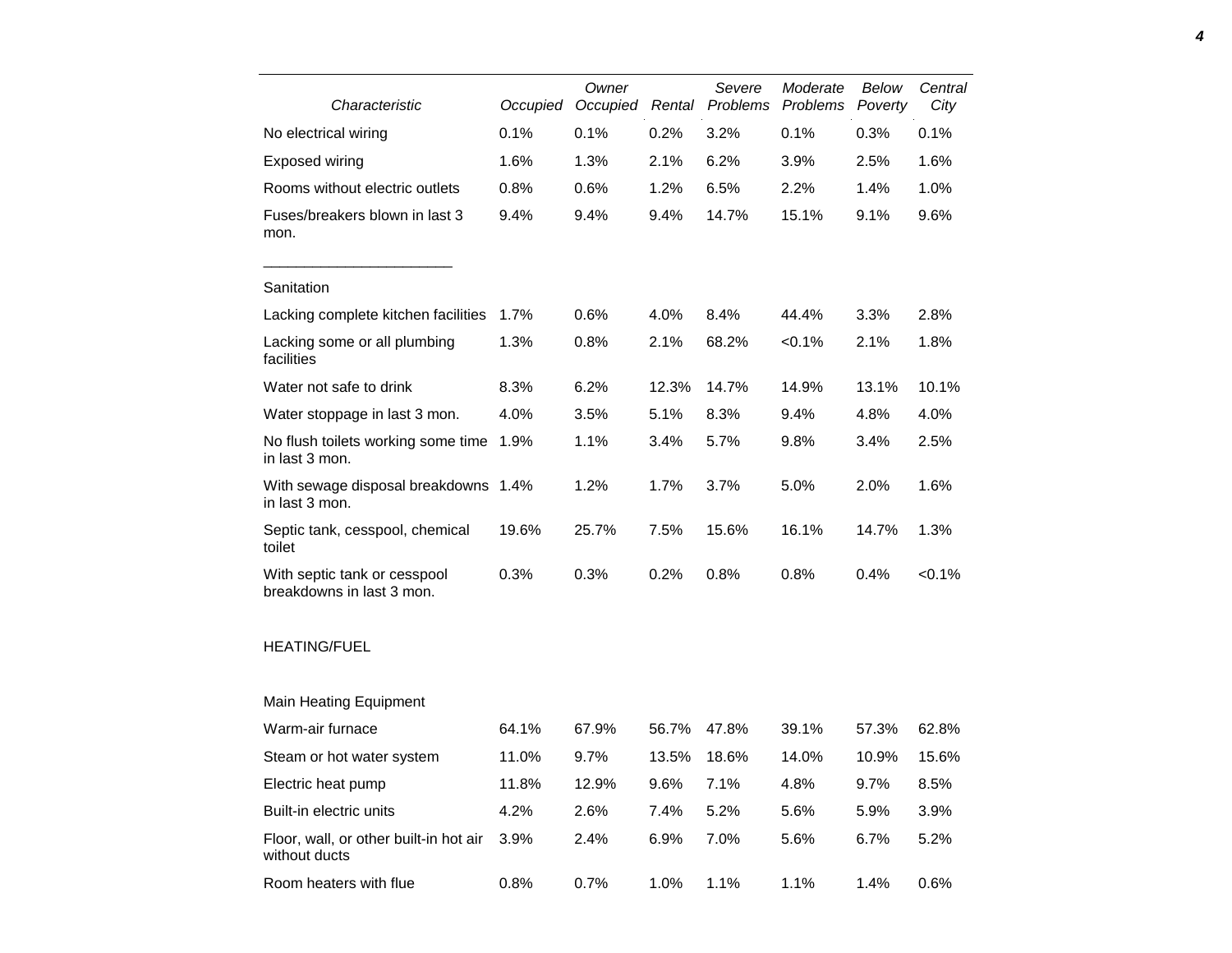| Characteristic | Occupied | Owner Occupied | Rental | Severe Problems | Moderate Problems | Below Poverty | Central City |
|---|---|---|---|---|---|---|---|
| No electrical wiring | 0.1% | 0.1% | 0.2% | 3.2% | 0.1% | 0.3% | 0.1% |
| Exposed wiring | 1.6% | 1.3% | 2.1% | 6.2% | 3.9% | 2.5% | 1.6% |
| Rooms without electric outlets | 0.8% | 0.6% | 1.2% | 6.5% | 2.2% | 1.4% | 1.0% |
| Fuses/breakers blown in last 3 mon. | 9.4% | 9.4% | 9.4% | 14.7% | 15.1% | 9.1% | 9.6% |
| Sanitation | | | | | | | |
| Lacking complete kitchen facilities | 1.7% | 0.6% | 4.0% | 8.4% | 44.4% | 3.3% | 2.8% |
| Lacking some or all plumbing facilities | 1.3% | 0.8% | 2.1% | 68.2% | <0.1% | 2.1% | 1.8% |
| Water not safe to drink | 8.3% | 6.2% | 12.3% | 14.7% | 14.9% | 13.1% | 10.1% |
| Water stoppage in last 3 mon. | 4.0% | 3.5% | 5.1% | 8.3% | 9.4% | 4.8% | 4.0% |
| No flush toilets working some time in last 3 mon. | 1.9% | 1.1% | 3.4% | 5.7% | 9.8% | 3.4% | 2.5% |
| With sewage disposal breakdowns in last 3 mon. | 1.4% | 1.2% | 1.7% | 3.7% | 5.0% | 2.0% | 1.6% |
| Septic tank, cesspool, chemical toilet | 19.6% | 25.7% | 7.5% | 15.6% | 16.1% | 14.7% | 1.3% |
| With septic tank or cesspool breakdowns in last 3 mon. | 0.3% | 0.3% | 0.2% | 0.8% | 0.8% | 0.4% | <0.1% |
| HEATING/FUEL | | | | | | | |
| Main Heating Equipment | | | | | | | |
| Warm-air furnace | 64.1% | 67.9% | 56.7% | 47.8% | 39.1% | 57.3% | 62.8% |
| Steam or hot water system | 11.0% | 9.7% | 13.5% | 18.6% | 14.0% | 10.9% | 15.6% |
| Electric heat pump | 11.8% | 12.9% | 9.6% | 7.1% | 4.8% | 9.7% | 8.5% |
| Built-in electric units | 4.2% | 2.6% | 7.4% | 5.2% | 5.6% | 5.9% | 3.9% |
| Floor, wall, or other built-in hot air without ducts | 3.9% | 2.4% | 6.9% | 7.0% | 5.6% | 6.7% | 5.2% |
| Room heaters with flue | 0.8% | 0.7% | 1.0% | 1.1% | 1.1% | 1.4% | 0.6% |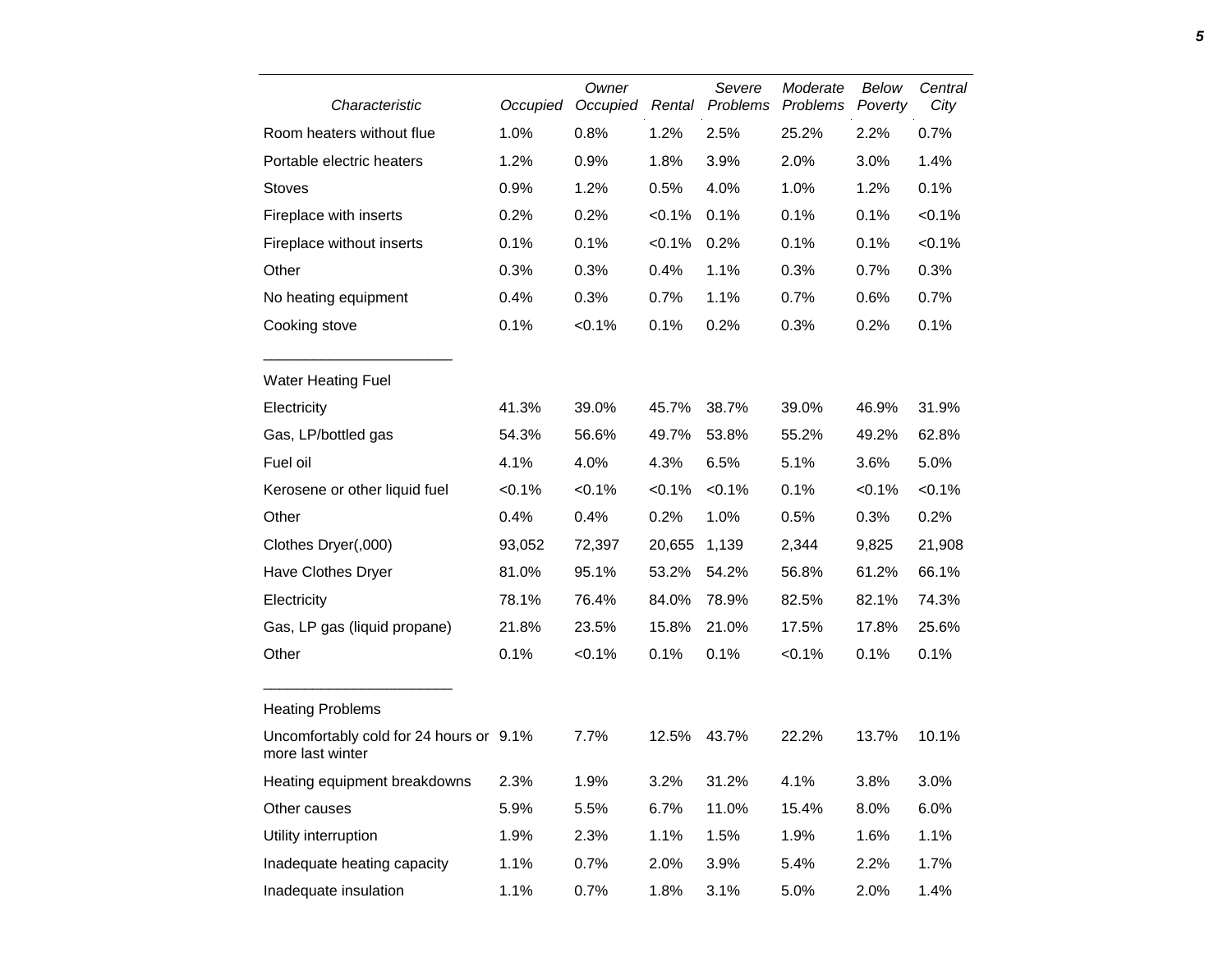| Characteristic | Occupied | Owner Occupied | Rental | Severe Problems | Moderate Problems | Below Poverty | Central City |
|---|---|---|---|---|---|---|---|
| Room heaters without flue | 1.0% | 0.8% | 1.2% | 2.5% | 25.2% | 2.2% | 0.7% |
| Portable electric heaters | 1.2% | 0.9% | 1.8% | 3.9% | 2.0% | 3.0% | 1.4% |
| Stoves | 0.9% | 1.2% | 0.5% | 4.0% | 1.0% | 1.2% | 0.1% |
| Fireplace with inserts | 0.2% | 0.2% | <0.1% | 0.1% | 0.1% | 0.1% | <0.1% |
| Fireplace without inserts | 0.1% | 0.1% | <0.1% | 0.2% | 0.1% | 0.1% | <0.1% |
| Other | 0.3% | 0.3% | 0.4% | 1.1% | 0.3% | 0.7% | 0.3% |
| No heating equipment | 0.4% | 0.3% | 0.7% | 1.1% | 0.7% | 0.6% | 0.7% |
| Cooking stove | 0.1% | <0.1% | 0.1% | 0.2% | 0.3% | 0.2% | 0.1% |
| Water Heating Fuel | | | | | | | |
| Electricity | 41.3% | 39.0% | 45.7% | 38.7% | 39.0% | 46.9% | 31.9% |
| Gas, LP/bottled gas | 54.3% | 56.6% | 49.7% | 53.8% | 55.2% | 49.2% | 62.8% |
| Fuel oil | 4.1% | 4.0% | 4.3% | 6.5% | 5.1% | 3.6% | 5.0% |
| Kerosene or other liquid fuel | <0.1% | <0.1% | <0.1% | <0.1% | 0.1% | <0.1% | <0.1% |
| Other | 0.4% | 0.4% | 0.2% | 1.0% | 0.5% | 0.3% | 0.2% |
| Clothes Dryer(,000) | 93,052 | 72,397 | 20,655 | 1,139 | 2,344 | 9,825 | 21,908 |
| Have Clothes Dryer | 81.0% | 95.1% | 53.2% | 54.2% | 56.8% | 61.2% | 66.1% |
| Electricity | 78.1% | 76.4% | 84.0% | 78.9% | 82.5% | 82.1% | 74.3% |
| Gas, LP gas (liquid propane) | 21.8% | 23.5% | 15.8% | 21.0% | 17.5% | 17.8% | 25.6% |
| Other | 0.1% | <0.1% | 0.1% | 0.1% | <0.1% | 0.1% | 0.1% |
| Heating Problems | | | | | | | |
| Uncomfortably cold for 24 hours or more last winter | 9.1% | 7.7% | 12.5% | 43.7% | 22.2% | 13.7% | 10.1% |
| Heating equipment breakdowns | 2.3% | 1.9% | 3.2% | 31.2% | 4.1% | 3.8% | 3.0% |
| Other causes | 5.9% | 5.5% | 6.7% | 11.0% | 15.4% | 8.0% | 6.0% |
| Utility interruption | 1.9% | 2.3% | 1.1% | 1.5% | 1.9% | 1.6% | 1.1% |
| Inadequate heating capacity | 1.1% | 0.7% | 2.0% | 3.9% | 5.4% | 2.2% | 1.7% |
| Inadequate insulation | 1.1% | 0.7% | 1.8% | 3.1% | 5.0% | 2.0% | 1.4% |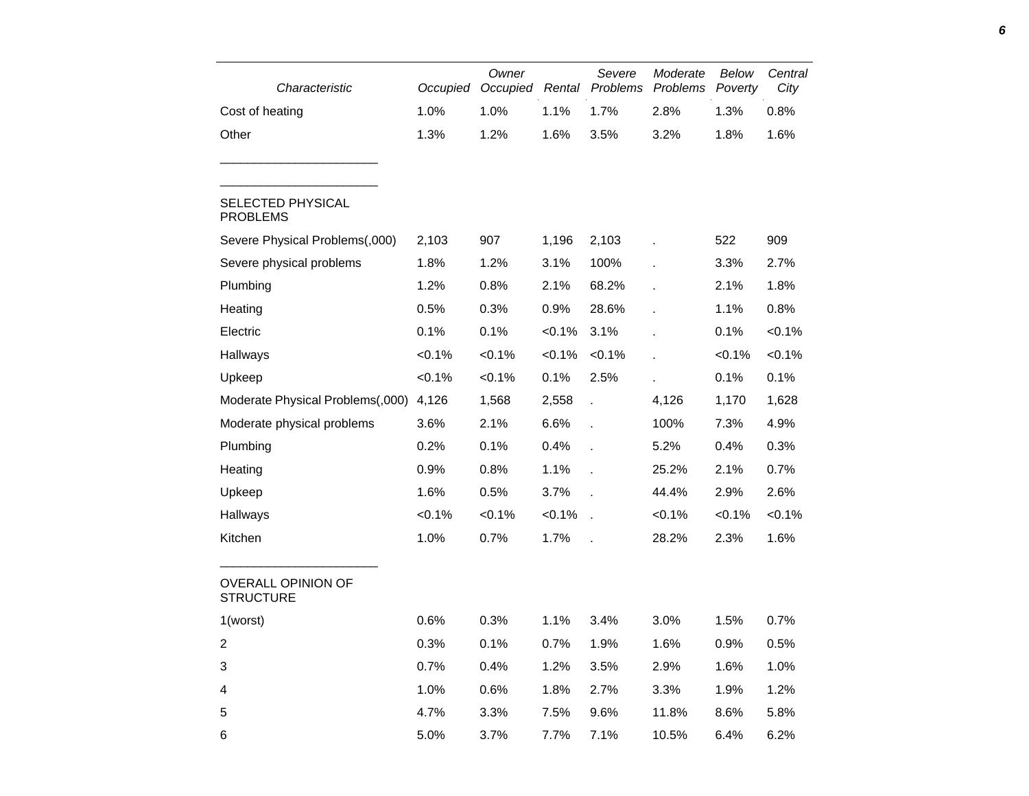| Characteristic | Occupied | Owner Occupied | Rental | Severe Problems | Moderate Problems | Below Poverty | Central City |
|---|---|---|---|---|---|---|---|
| Cost of heating | 1.0% | 1.0% | 1.1% | 1.7% | 2.8% | 1.3% | 0.8% |
| Other | 1.3% | 1.2% | 1.6% | 3.5% | 3.2% | 1.8% | 1.6% |
| SELECTED PHYSICAL PROBLEMS | | | | | | | |
| Severe Physical Problems(,000) | 2,103 | 907 | 1,196 | 2,103 | . | 522 | 909 |
| Severe physical problems | 1.8% | 1.2% | 3.1% | 100% | . | 3.3% | 2.7% |
| Plumbing | 1.2% | 0.8% | 2.1% | 68.2% | . | 2.1% | 1.8% |
| Heating | 0.5% | 0.3% | 0.9% | 28.6% | . | 1.1% | 0.8% |
| Electric | 0.1% | 0.1% | <0.1% | 3.1% | . | 0.1% | <0.1% |
| Hallways | <0.1% | <0.1% | <0.1% | <0.1% | . | <0.1% | <0.1% |
| Upkeep | <0.1% | <0.1% | 0.1% | 2.5% | . | 0.1% | 0.1% |
| Moderate Physical Problems(,000) | 4,126 | 1,568 | 2,558 | . | 4,126 | 1,170 | 1,628 |
| Moderate physical problems | 3.6% | 2.1% | 6.6% | . | 100% | 7.3% | 4.9% |
| Plumbing | 0.2% | 0.1% | 0.4% | . | 5.2% | 0.4% | 0.3% |
| Heating | 0.9% | 0.8% | 1.1% | . | 25.2% | 2.1% | 0.7% |
| Upkeep | 1.6% | 0.5% | 3.7% | . | 44.4% | 2.9% | 2.6% |
| Hallways | <0.1% | <0.1% | <0.1% | . | <0.1% | <0.1% | <0.1% |
| Kitchen | 1.0% | 0.7% | 1.7% | . | 28.2% | 2.3% | 1.6% |
| OVERALL OPINION OF STRUCTURE | | | | | | | |
| 1(worst) | 0.6% | 0.3% | 1.1% | 3.4% | 3.0% | 1.5% | 0.7% |
| 2 | 0.3% | 0.1% | 0.7% | 1.9% | 1.6% | 0.9% | 0.5% |
| 3 | 0.7% | 0.4% | 1.2% | 3.5% | 2.9% | 1.6% | 1.0% |
| 4 | 1.0% | 0.6% | 1.8% | 2.7% | 3.3% | 1.9% | 1.2% |
| 5 | 4.7% | 3.3% | 7.5% | 9.6% | 11.8% | 8.6% | 5.8% |
| 6 | 5.0% | 3.7% | 7.7% | 7.1% | 10.5% | 6.4% | 6.2% |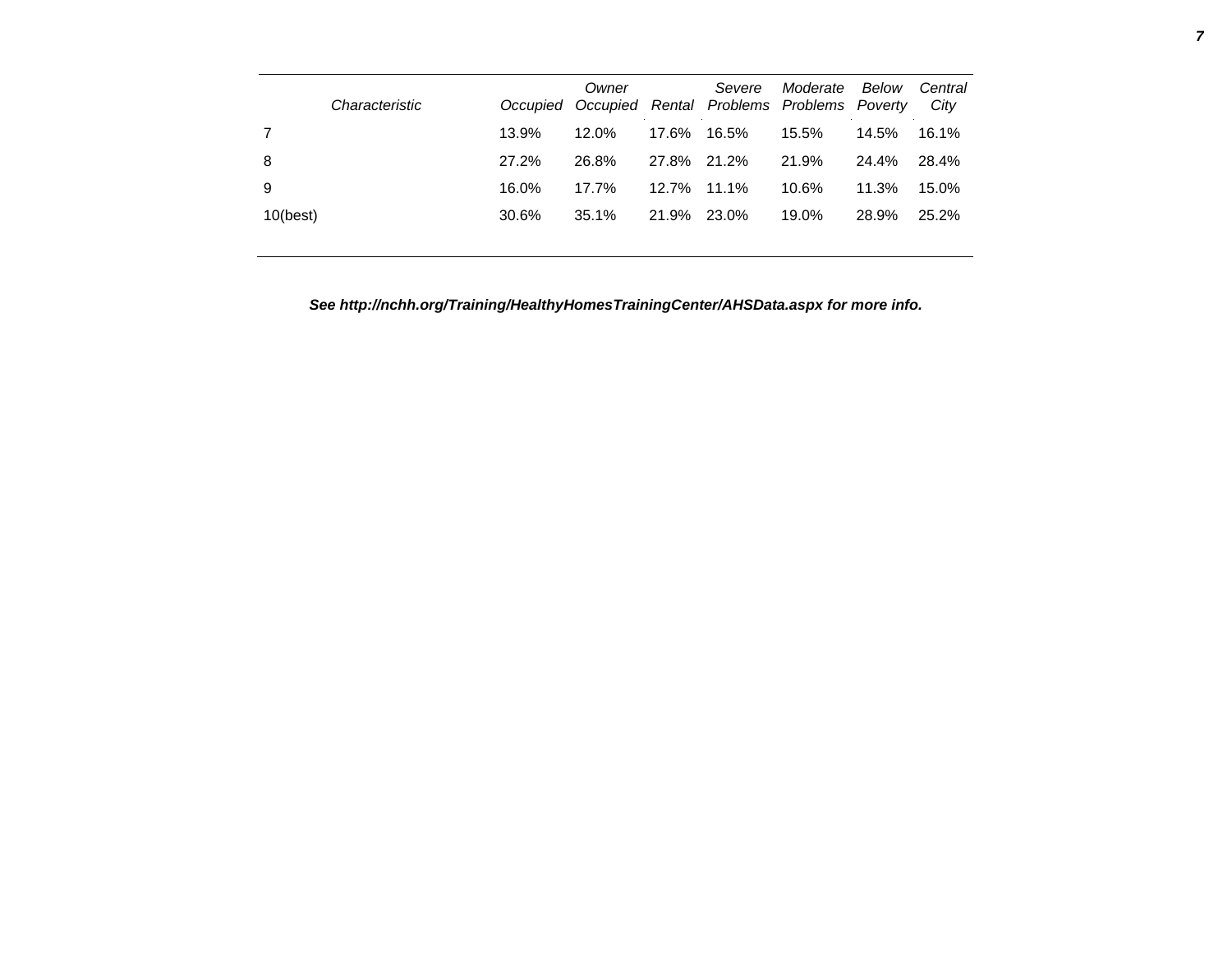| Characteristic | Occupied | Owner Occupied | Rental | Severe Problems | Moderate Problems | Below Poverty | Central City |
|---|---|---|---|---|---|---|---|
| 7 | 13.9% | 12.0% | 17.6% | 16.5% | 15.5% | 14.5% | 16.1% |
| 8 | 27.2% | 26.8% | 27.8% | 21.2% | 21.9% | 24.4% | 28.4% |
| 9 | 16.0% | 17.7% | 12.7% | 11.1% | 10.6% | 11.3% | 15.0% |
| 10(best) | 30.6% | 35.1% | 21.9% | 23.0% | 19.0% | 28.9% | 25.2% |

***See http://nchh.org/Training/HealthyHomesTrainingCenter/AHSData.aspx for more info.***